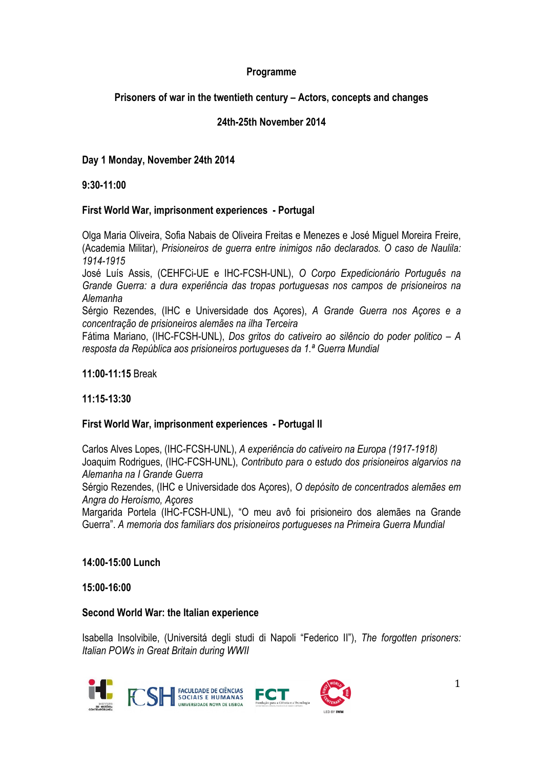**Programme**

**Prisoners of war in the twentieth century – Actors, concepts and changes**

**24th-25th November 2014**

**Day 1 Monday, November 24th 2014**

**9:30-11:00**

**First World War, imprisonment experiences - Portugal**

Olga Maria Oliveira, Sofia Nabais de Oliveira Freitas e Menezes e José Miguel Moreira Freire, (Academia Militar), *Prisioneiros de guerra entre inimigos não declarados. O caso de Naulila: 1914-1915*
José Luís Assis, (CEHFCi-UE e IHC-FCSH-UNL), *O Corpo Expedicionário Português na Grande Guerra: a dura experiência das tropas portuguesas nos campos de prisioneiros na Alemanha*
Sérgio Rezendes, (IHC e Universidade dos Açores), *A Grande Guerra nos Açores e a concentração de prisioneiros alemães na ilha Terceira*
Fátima Mariano, (IHC-FCSH-UNL), *Dos gritos do cativeiro ao silêncio do poder politico – A resposta da República aos prisioneiros portugueses da 1.ª Guerra Mundial*

**11:00-11:15** Break

**11:15-13:30**

**First World War, imprisonment experiences - Portugal II**

Carlos Alves Lopes, (IHC-FCSH-UNL), *A experiência do cativeiro na Europa (1917-1918)*
Joaquim Rodrigues, (IHC-FCSH-UNL), *Contributo para o estudo dos prisioneiros algarvios na Alemanha na I Grande Guerra*
Sérgio Rezendes, (IHC e Universidade dos Açores), *O depósito de concentrados alemães em Angra do Heroísmo, Açores*
Margarida Portela (IHC-FCSH-UNL), "O meu avô foi prisioneiro dos alemães na Grande Guerra". *A memoria dos familiars dos prisioneiros portugueses na Primeira Guerra Mundial*

**14:00-15:00 Lunch**

**15:00-16:00**

**Second World War: the Italian experience**

Isabella Insolvibile, (Universitá degli studi di Napoli "Federico II"), *The forgotten prisoners: Italian POWs in Great Britain during WWII*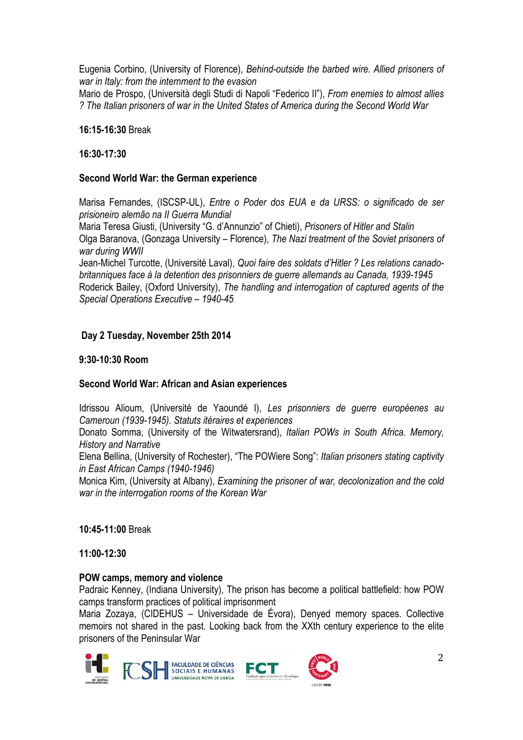Eugenia Corbino, (University of Florence), *Behind-outside the barbed wire. Allied prisoners of war in Italy: from the internment to the evasion*
Mario de Prospo, (Università degli Studi di Napoli "Federico II"), *From enemies to almost allies ? The Italian prisoners of war in the United States of America during the Second World War*

**16:15-16:30** Break

**16:30-17:30**

**Second World War: the German experience**

Marisa Fernandes, (ISCSP-UL), *Entre o Poder dos EUA e da URSS: o significado de ser prisioneiro alemão na II Guerra Mundial*
Maria Teresa Giusti, (University "G. d'Annunzio" of Chieti), *Prisoners of Hitler and Stalin*
Olga Baranova, (Gonzaga University – Florence), *The Nazi treatment of the Soviet prisoners of war during WWII*
Jean-Michel Turcotte, (Université Laval), *Quoi faire des soldats d'Hitler ? Les relations canado-britanniques face à la detention des prisonniers de guerre allemands au Canada, 1939-1945*
Roderick Bailey, (Oxford University), *The handling and interrogation of captured agents of the Special Operations Executive – 1940-45*

**Day 2 Tuesday, November 25th 2014**

**9:30-10:30 Room**

**Second World War: African and Asian experiences**

Idrissou Alioum, (Université de Yaoundé I), *Les prisonniers de guerre européenes au Cameroun (1939-1945). Statuts itéraires et experiences*
Donato Somma, (University of the Witwatersrand), *Italian POWs in South Africa. Memory, History and Narrative*
Elena Bellina, (University of Rochester), "The POWiere Song": *Italian prisoners stating captivity in East African Camps (1940-1946)*
Monica Kim, (University at Albany), *Examining the prisoner of war, decolonization and the cold war in the interrogation rooms of the Korean War*

**10:45-11:00** Break

**11:00-12:30**

**POW camps, memory and violence**
Padraic Kenney, (Indiana University), The prison has become a political battlefield: how POW camps transform practices of political imprisonment
Maria Zozaya, (CIDEHUS – Universidade de Évora), Denyed memory spaces. Collective memoirs not shared in the past. Looking back from the XXth century experience to the elite prisoners of the Peninsular War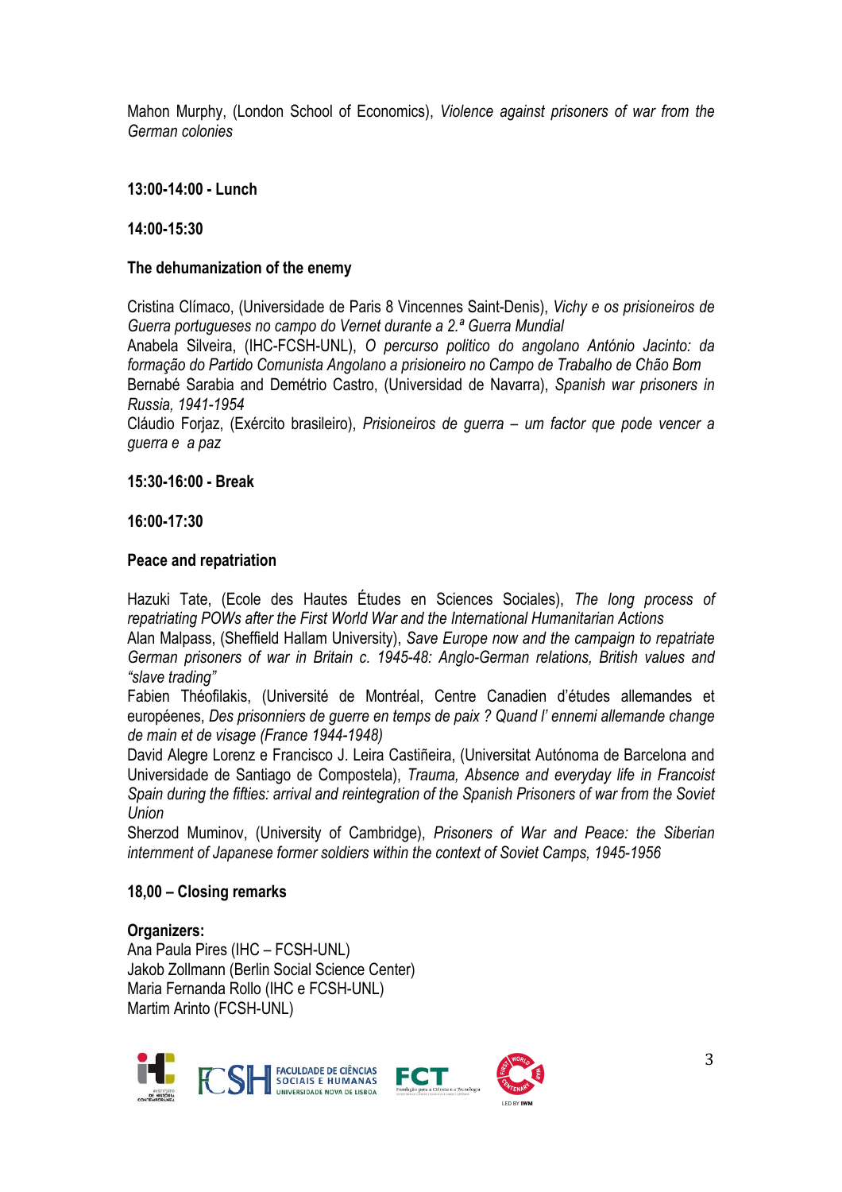Mahon Murphy, (London School of Economics), *Violence against prisoners of war from the German colonies*

**13:00-14:00 - Lunch**

**14:00-15:30**

**The dehumanization of the enemy**

Cristina Clímaco, (Universidade de Paris 8 Vincennes Saint-Denis), *Vichy e os prisioneiros de Guerra portugueses no campo do Vernet durante a 2.ª Guerra Mundial*
Anabela Silveira, (IHC-FCSH-UNL), *O percurso politico do angolano António Jacinto: da formação do Partido Comunista Angolano a prisioneiro no Campo de Trabalho de Chão Bom*
Bernabé Sarabia and Demétrio Castro, (Universidad de Navarra), *Spanish war prisoners in Russia, 1941-1954*
Cláudio Forjaz, (Exército brasileiro), *Prisioneiros de guerra – um factor que pode vencer a guerra e a paz*

**15:30-16:00 - Break**

**16:00-17:30**

**Peace and repatriation**

Hazuki Tate, (Ecole des Hautes Études en Sciences Sociales), *The long process of repatriating POWs after the First World War and the International Humanitarian Actions*
Alan Malpass, (Sheffield Hallam University), *Save Europe now and the campaign to repatriate German prisoners of war in Britain c. 1945-48: Anglo-German relations, British values and "slave trading"*
Fabien Théofilakis, (Université de Montréal, Centre Canadien d'études allemandes et européenes, *Des prisonniers de guerre en temps de paix ? Quand l' ennemi allemande change de main et de visage (France 1944-1948)*
David Alegre Lorenz e Francisco J. Leira Castiñeira, (Universitat Autónoma de Barcelona and Universidade de Santiago de Compostela), *Trauma, Absence and everyday life in Francoist Spain during the fifties: arrival and reintegration of the Spanish Prisoners of war from the Soviet Union*
Sherzod Muminov, (University of Cambridge), *Prisoners of War and Peace: the Siberian internment of Japanese former soldiers within the context of Soviet Camps, 1945-1956*

**18,00 – Closing remarks**

**Organizers:**
Ana Paula Pires (IHC – FCSH-UNL)
Jakob Zollmann (Berlin Social Science Center)
Maria Fernanda Rollo (IHC e FCSH-UNL)
Martim Arinto (FCSH-UNL)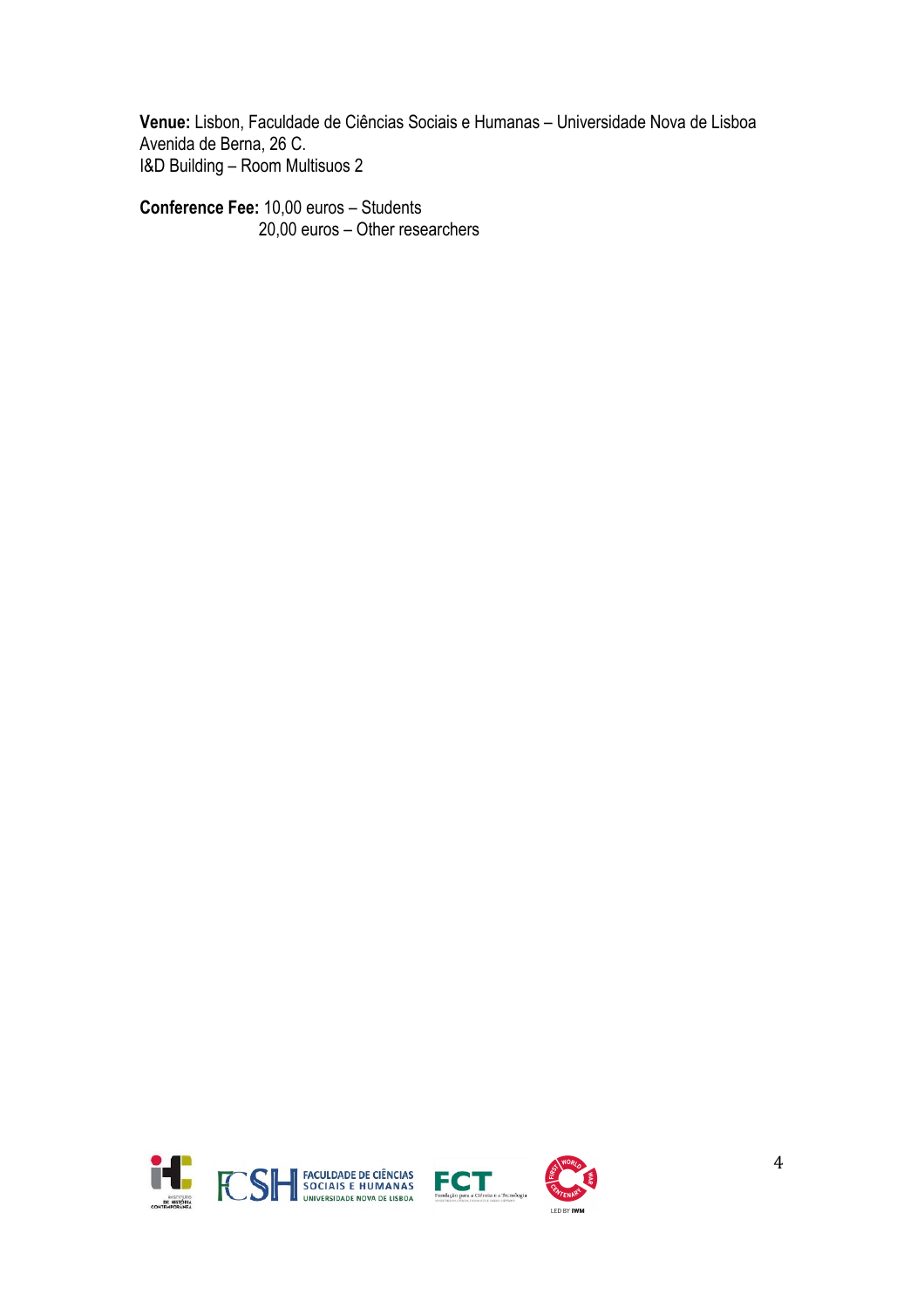**Venue:** Lisbon, Faculdade de Ciências Sociais e Humanas – Universidade Nova de Lisboa
Avenida de Berna, 26 C.
I&D Building – Room Multisuos 2

**Conference Fee:** 10,00 euros – Students
20,00 euros – Other researchers